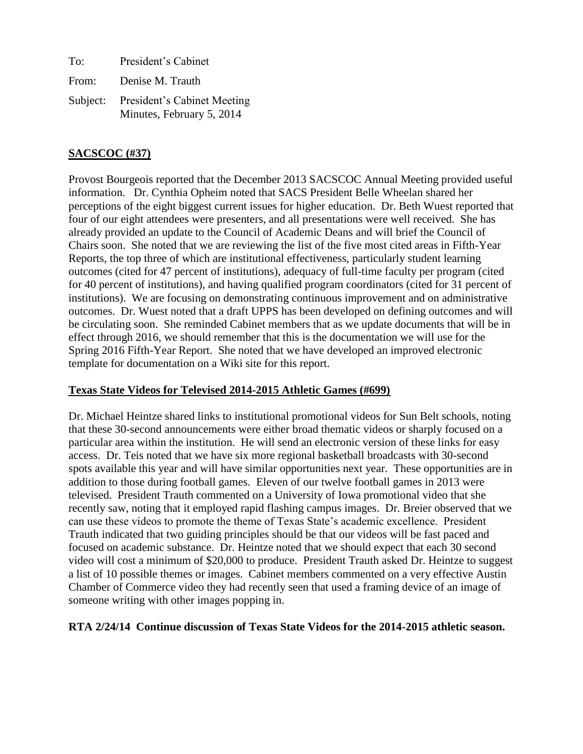To: President's Cabinet

From: Denise M. Trauth

Subject: President's Cabinet Meeting
Minutes, February 5, 2014

## SACSCOC (#37)

Provost Bourgeois reported that the December 2013 SACSCOC Annual Meeting provided useful information. Dr. Cynthia Opheim noted that SACS President Belle Wheelan shared her perceptions of the eight biggest current issues for higher education. Dr. Beth Wuest reported that four of our eight attendees were presenters, and all presentations were well received. She has already provided an update to the Council of Academic Deans and will brief the Council of Chairs soon. She noted that we are reviewing the list of the five most cited areas in Fifth-Year Reports, the top three of which are institutional effectiveness, particularly student learning outcomes (cited for 47 percent of institutions), adequacy of full-time faculty per program (cited for 40 percent of institutions), and having qualified program coordinators (cited for 31 percent of institutions). We are focusing on demonstrating continuous improvement and on administrative outcomes. Dr. Wuest noted that a draft UPPS has been developed on defining outcomes and will be circulating soon. She reminded Cabinet members that as we update documents that will be in effect through 2016, we should remember that this is the documentation we will use for the Spring 2016 Fifth-Year Report. She noted that we have developed an improved electronic template for documentation on a Wiki site for this report.

## Texas State Videos for Televised 2014-2015 Athletic Games (#699)

Dr. Michael Heintze shared links to institutional promotional videos for Sun Belt schools, noting that these 30-second announcements were either broad thematic videos or sharply focused on a particular area within the institution. He will send an electronic version of these links for easy access. Dr. Teis noted that we have six more regional basketball broadcasts with 30-second spots available this year and will have similar opportunities next year. These opportunities are in addition to those during football games. Eleven of our twelve football games in 2013 were televised. President Trauth commented on a University of Iowa promotional video that she recently saw, noting that it employed rapid flashing campus images. Dr. Breier observed that we can use these videos to promote the theme of Texas State's academic excellence. President Trauth indicated that two guiding principles should be that our videos will be fast paced and focused on academic substance. Dr. Heintze noted that we should expect that each 30 second video will cost a minimum of $20,000 to produce. President Trauth asked Dr. Heintze to suggest a list of 10 possible themes or images. Cabinet members commented on a very effective Austin Chamber of Commerce video they had recently seen that used a framing device of an image of someone writing with other images popping in.

**RTA 2/24/14 Continue discussion of Texas State Videos for the 2014-2015 athletic season.**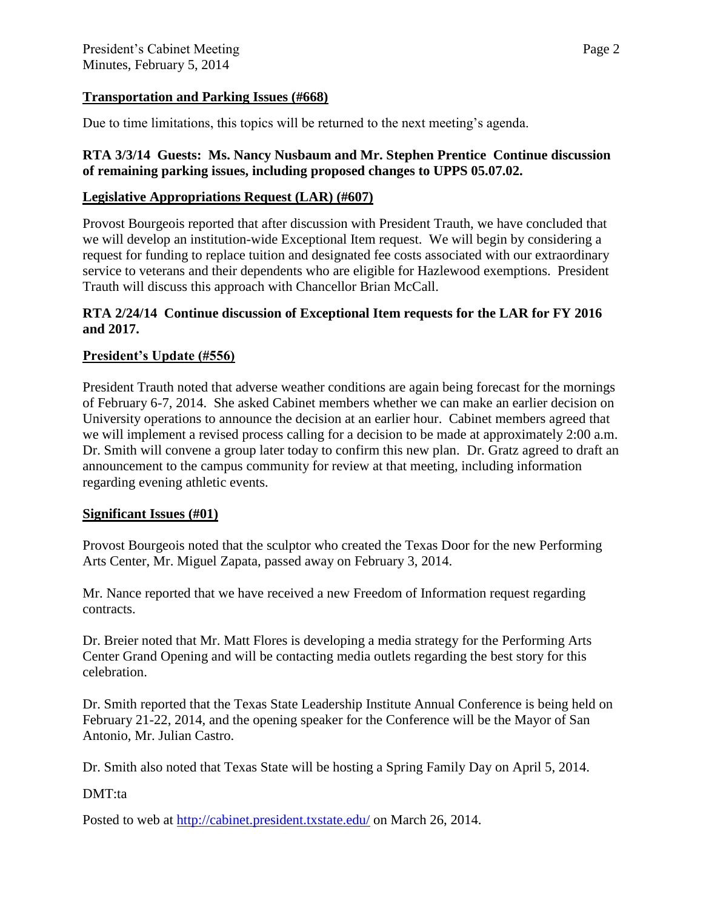**Transportation and Parking Issues (#668)**

Due to time limitations, this topics will be returned to the next meeting's agenda.

**RTA 3/3/14 Guests: Ms. Nancy Nusbaum and Mr. Stephen Prentice Continue discussion of remaining parking issues, including proposed changes to UPPS 05.07.02.**

**Legislative Appropriations Request (LAR) (#607)**

Provost Bourgeois reported that after discussion with President Trauth, we have concluded that we will develop an institution-wide Exceptional Item request. We will begin by considering a request for funding to replace tuition and designated fee costs associated with our extraordinary service to veterans and their dependents who are eligible for Hazlewood exemptions. President Trauth will discuss this approach with Chancellor Brian McCall.

**RTA 2/24/14 Continue discussion of Exceptional Item requests for the LAR for FY 2016 and 2017.**

**President's Update (#556)**

President Trauth noted that adverse weather conditions are again being forecast for the mornings of February 6-7, 2014. She asked Cabinet members whether we can make an earlier decision on University operations to announce the decision at an earlier hour. Cabinet members agreed that we will implement a revised process calling for a decision to be made at approximately 2:00 a.m. Dr. Smith will convene a group later today to confirm this new plan. Dr. Gratz agreed to draft an announcement to the campus community for review at that meeting, including information regarding evening athletic events.

**Significant Issues (#01)**

Provost Bourgeois noted that the sculptor who created the Texas Door for the new Performing Arts Center, Mr. Miguel Zapata, passed away on February 3, 2014.

Mr. Nance reported that we have received a new Freedom of Information request regarding contracts.

Dr. Breier noted that Mr. Matt Flores is developing a media strategy for the Performing Arts Center Grand Opening and will be contacting media outlets regarding the best story for this celebration.

Dr. Smith reported that the Texas State Leadership Institute Annual Conference is being held on February 21-22, 2014, and the opening speaker for the Conference will be the Mayor of San Antonio, Mr. Julian Castro.

Dr. Smith also noted that Texas State will be hosting a Spring Family Day on April 5, 2014.

DMT:ta

Posted to web at http://cabinet.president.txstate.edu/ on March 26, 2014.